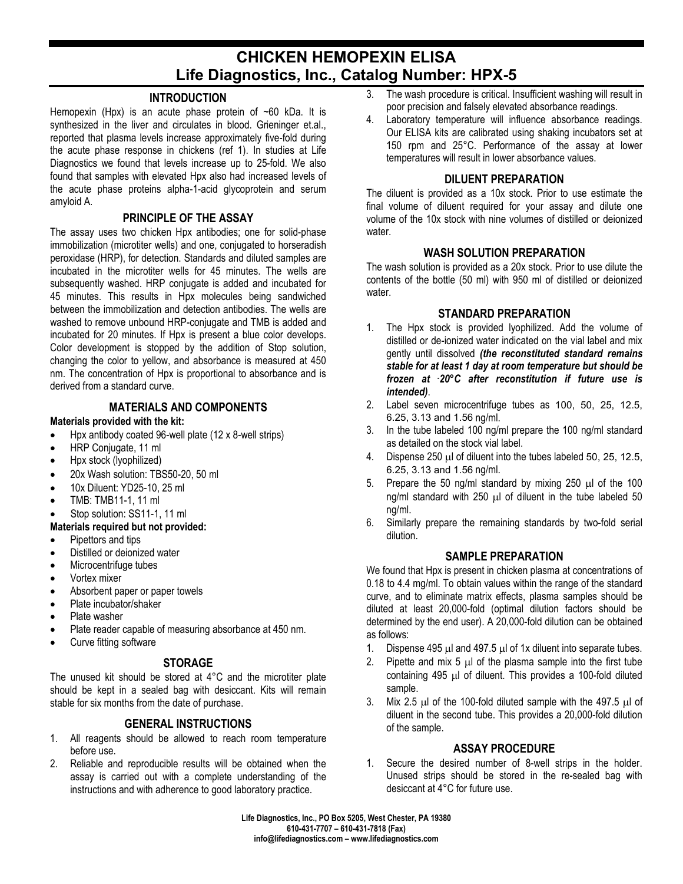# CHICKEN HEMOPEXIN ELISA
## Life Diagnostics, Inc., Catalog Number: HPX-5

### INTRODUCTION

Hemopexin (Hpx) is an acute phase protein of ~60 kDa. It is synthesized in the liver and circulates in blood. Grieninger et.al., reported that plasma levels increase approximately five-fold during the acute phase response in chickens (ref 1). In studies at Life Diagnostics we found that levels increase up to 25-fold. We also found that samples with elevated Hpx also had increased levels of the acute phase proteins alpha-1-acid glycoprotein and serum amyloid A.

### PRINCIPLE OF THE ASSAY

The assay uses two chicken Hpx antibodies; one for solid-phase immobilization (microtiter wells) and one, conjugated to horseradish peroxidase (HRP), for detection. Standards and diluted samples are incubated in the microtiter wells for 45 minutes. The wells are subsequently washed. HRP conjugate is added and incubated for 45 minutes. This results in Hpx molecules being sandwiched between the immobilization and detection antibodies. The wells are washed to remove unbound HRP-conjugate and TMB is added and incubated for 20 minutes. If Hpx is present a blue color develops. Color development is stopped by the addition of Stop solution, changing the color to yellow, and absorbance is measured at 450 nm. The concentration of Hpx is proportional to absorbance and is derived from a standard curve.

### MATERIALS AND COMPONENTS

**Materials provided with the kit:**

- Hpx antibody coated 96-well plate (12 x 8-well strips)
- HRP Conjugate, 11 ml
- Hpx stock (lyophilized)
- 20x Wash solution: TBS50-20, 50 ml
- 10x Diluent: YD25-10, 25 ml
- TMB: TMB11-1, 11 ml
- Stop solution: SS11-1, 11 ml

**Materials required but not provided:**

- Pipettors and tips
- Distilled or deionized water
- Microcentrifuge tubes
- Vortex mixer
- Absorbent paper or paper towels
- Plate incubator/shaker
- Plate washer
- Plate reader capable of measuring absorbance at 450 nm.
- Curve fitting software

### STORAGE

The unused kit should be stored at 4°C and the microtiter plate should be kept in a sealed bag with desiccant. Kits will remain stable for six months from the date of purchase.

### GENERAL INSTRUCTIONS

1. All reagents should be allowed to reach room temperature before use.
2. Reliable and reproducible results will be obtained when the assay is carried out with a complete understanding of the instructions and with adherence to good laboratory practice.
3. The wash procedure is critical. Insufficient washing will result in poor precision and falsely elevated absorbance readings.
4. Laboratory temperature will influence absorbance readings. Our ELISA kits are calibrated using shaking incubators set at 150 rpm and 25°C. Performance of the assay at lower temperatures will result in lower absorbance values.

### DILUENT PREPARATION

The diluent is provided as a 10x stock. Prior to use estimate the final volume of diluent required for your assay and dilute one volume of the 10x stock with nine volumes of distilled or deionized water.

### WASH SOLUTION PREPARATION

The wash solution is provided as a 20x stock. Prior to use dilute the contents of the bottle (50 ml) with 950 ml of distilled or deionized water.

### STANDARD PREPARATION

1. The Hpx stock is provided lyophilized. Add the volume of distilled or de-ionized water indicated on the vial label and mix gently until dissolved ***(the reconstituted standard remains stable for at least 1 day at room temperature but should be frozen at -20°C after reconstitution if future use is intended)***.
2. Label seven microcentrifuge tubes as 100, 50, 25, 12.5, 6.25, 3.13 and 1.56 ng/ml.
3. In the tube labeled 100 ng/ml prepare the 100 ng/ml standard as detailed on the stock vial label.
4. Dispense 250 µl of diluent into the tubes labeled 50, 25, 12.5, 6.25, 3.13 and 1.56 ng/ml.
5. Prepare the 50 ng/ml standard by mixing 250 µl of the 100 ng/ml standard with 250 µl of diluent in the tube labeled 50 ng/ml.
6. Similarly prepare the remaining standards by two-fold serial dilution.

### SAMPLE PREPARATION

We found that Hpx is present in chicken plasma at concentrations of 0.18 to 4.4 mg/ml. To obtain values within the range of the standard curve, and to eliminate matrix effects, plasma samples should be diluted at least 20,000-fold (optimal dilution factors should be determined by the end user). A 20,000-fold dilution can be obtained as follows:

1. Dispense 495 µl and 497.5 µl of 1x diluent into separate tubes.
2. Pipette and mix 5 µl of the plasma sample into the first tube containing 495 µl of diluent. This provides a 100-fold diluted sample.
3. Mix 2.5 µl of the 100-fold diluted sample with the 497.5 µl of diluent in the second tube. This provides a 20,000-fold dilution of the sample.

### ASSAY PROCEDURE

1. Secure the desired number of 8-well strips in the holder. Unused strips should be stored in the re-sealed bag with desiccant at 4°C for future use.

Life Diagnostics, Inc., PO Box 5205, West Chester, PA 19380
610-431-7707 – 610-431-7818 (Fax)
info@lifediagnostics.com – www.lifediagnostics.com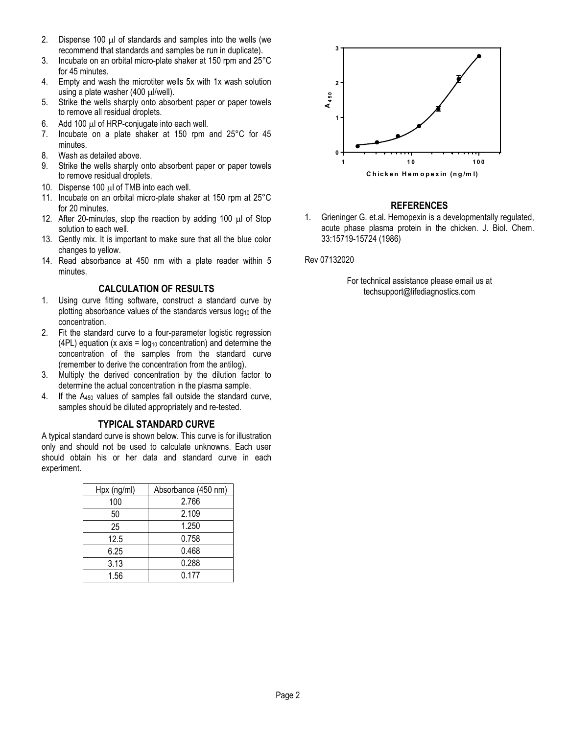2. Dispense 100 µl of standards and samples into the wells (we recommend that standards and samples be run in duplicate).
3. Incubate on an orbital micro-plate shaker at 150 rpm and 25°C for 45 minutes.
4. Empty and wash the microtiter wells 5x with 1x wash solution using a plate washer (400 µl/well).
5. Strike the wells sharply onto absorbent paper or paper towels to remove all residual droplets.
6. Add 100 µl of HRP-conjugate into each well.
7. Incubate on a plate shaker at 150 rpm and 25°C for 45 minutes.
8. Wash as detailed above.
9. Strike the wells sharply onto absorbent paper or paper towels to remove residual droplets.
10. Dispense 100 µl of TMB into each well.
11. Incubate on an orbital micro-plate shaker at 150 rpm at 25°C for 20 minutes.
12. After 20-minutes, stop the reaction by adding 100 µl of Stop solution to each well.
13. Gently mix. It is important to make sure that all the blue color changes to yellow.
14. Read absorbance at 450 nm with a plate reader within 5 minutes.

## CALCULATION OF RESULTS

1. Using curve fitting software, construct a standard curve by plotting absorbance values of the standards versus $\log_{10}$ of the concentration.
2. Fit the standard curve to a four-parameter logistic regression (4PL) equation (x axis = $\log_{10}$ concentration) and determine the concentration of the samples from the standard curve (remember to derive the concentration from the antilog).
3. Multiply the derived concentration by the dilution factor to determine the actual concentration in the plasma sample.
4. If the $A_{450}$ values of samples fall outside the standard curve, samples should be diluted appropriately and re-tested.

## TYPICAL STANDARD CURVE

A typical standard curve is shown below. This curve is for illustration only and should not be used to calculate unknowns. Each user should obtain his or her data and standard curve in each experiment.

| Hpx (ng/ml) | Absorbance (450 nm) |
|---|---|
| 100 | 2.766 |
| 50 | 2.109 |
| 25 | 1.250 |
| 12.5 | 0.758 |
| 6.25 | 0.468 |
| 3.13 | 0.288 |
| 1.56 | 0.177 |

$A_{450}$

3
2
1
0

1
10
100

Chicken Hemopexin (ng/ml)

## REFERENCES

1. Grieninger G. et.al. Hemopexin is a developmentally regulated, acute phase plasma protein in the chicken. J. Biol. Chem. 33:15719-15724 (1986)

Rev 07132020

For technical assistance please email us at techsupport@lifediagnostics.com